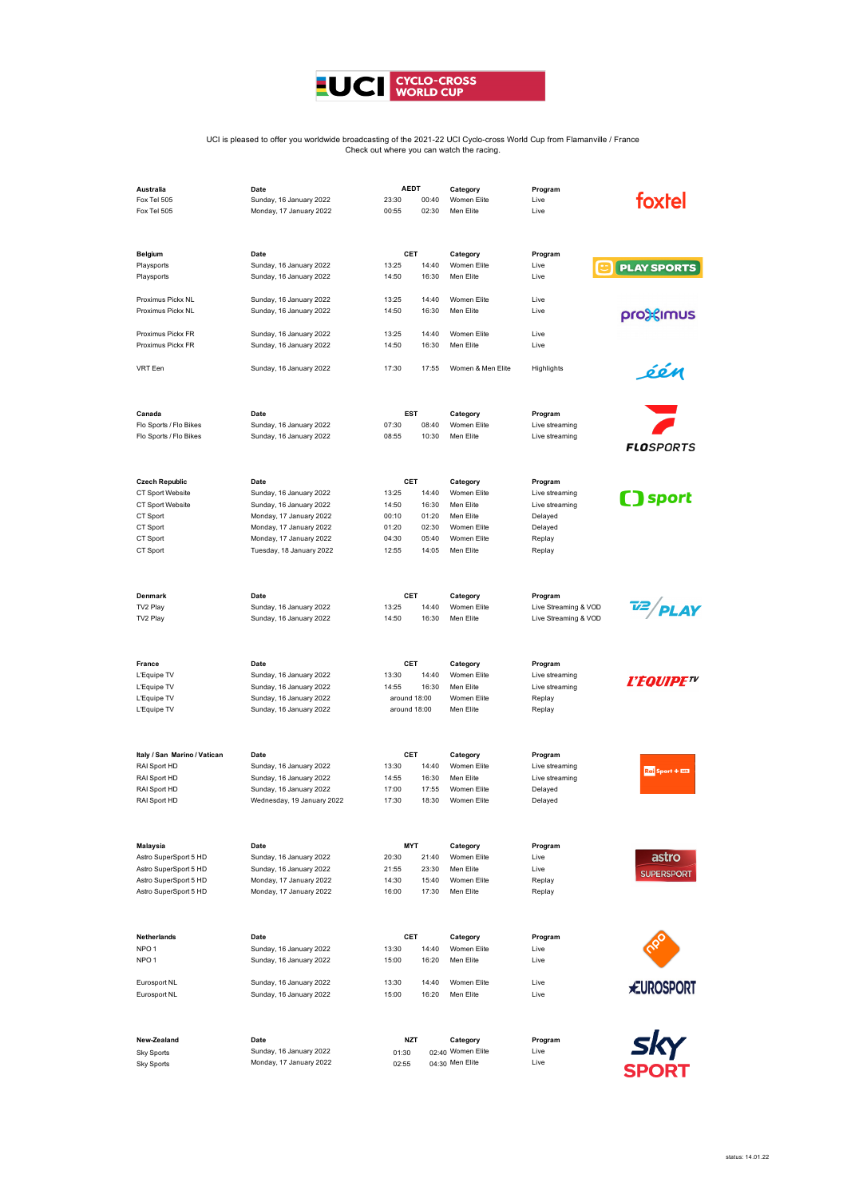# UCI CYCLO-CROSS WORLD CUP

UCI is pleased to offer you worldwide broadcasting of the 2021-22 UCI Cyclo-cross World Cup from Flamanville / France
Check out where you can watch the racing.

| Australia | Date | AEDT | | Category | Program |
|---|---|---|---|---|---|
| Fox Tel 505 | Sunday, 16 January 2022 | 23:30 | 00:40 | Women Elite | Live |
| Fox Tel 505 | Monday, 17 January 2022 | 00:55 | 02:30 | Men Elite | Live |

| Belgium | Date | CET | | Category | Program |
|---|---|---|---|---|---|
| Playsports | Sunday, 16 January 2022 | 13:25 | 14:40 | Women Elite | Live |
| Playsports | Sunday, 16 January 2022 | 14:50 | 16:30 | Men Elite | Live |
| Proximus Pickx NL | Sunday, 16 January 2022 | 13:25 | 14:40 | Women Elite | Live |
| Proximus Pickx NL | Sunday, 16 January 2022 | 14:50 | 16:30 | Men Elite | Live |
| Proximus Pickx FR | Sunday, 16 January 2022 | 13:25 | 14:40 | Women Elite | Live |
| Proximus Pickx FR | Sunday, 16 January 2022 | 14:50 | 16:30 | Men Elite | Live |
| VRT Een | Sunday, 16 January 2022 | 17:30 | 17:55 | Women & Men Elite | Highlights |

| Canada | Date | EST | | Category | Program |
|---|---|---|---|---|---|
| Flo Sports / Flo Bikes | Sunday, 16 January 2022 | 07:30 | 08:40 | Women Elite | Live streaming |
| Flo Sports / Flo Bikes | Sunday, 16 January 2022 | 08:55 | 10:30 | Men Elite | Live streaming |

| Czech Republic | Date | CET | | Category | Program |
|---|---|---|---|---|---|
| CT Sport Website | Sunday, 16 January 2022 | 13:25 | 14:40 | Women Elite | Live streaming |
| CT Sport Website | Sunday, 16 January 2022 | 14:50 | 16:30 | Men Elite | Live streaming |
| CT Sport | Monday, 17 January 2022 | 00:10 | 01:20 | Men Elite | Delayed |
| CT Sport | Monday, 17 January 2022 | 01:20 | 02:30 | Women Elite | Delayed |
| CT Sport | Monday, 17 January 2022 | 04:30 | 05:40 | Women Elite | Replay |
| CT Sport | Tuesday, 18 January 2022 | 12:55 | 14:05 | Men Elite | Replay |

| Denmark | Date | CET | | Category | Program |
|---|---|---|---|---|---|
| TV2 Play | Sunday, 16 January 2022 | 13:25 | 14:40 | Women Elite | Live Streaming & VOD |
| TV2 Play | Sunday, 16 January 2022 | 14:50 | 16:30 | Men Elite | Live Streaming & VOD |

| France | Date | CET | | Category | Program |
|---|---|---|---|---|---|
| L'Equipe TV | Sunday, 16 January 2022 | 13:30 | 14:40 | Women Elite | Live streaming |
| L'Equipe TV | Sunday, 16 January 2022 | 14:55 | 16:30 | Men Elite | Live streaming |
| L'Equipe TV | Sunday, 16 January 2022 | around 18:00 | | Women Elite | Replay |
| L'Equipe TV | Sunday, 16 January 2022 | around 18:00 | | Men Elite | Replay |

| Italy / San Marino / Vatican | Date | CET | | Category | Program |
|---|---|---|---|---|---|
| RAI Sport HD | Sunday, 16 January 2022 | 13:30 | 14:40 | Women Elite | Live streaming |
| RAI Sport HD | Sunday, 16 January 2022 | 14:55 | 16:30 | Men Elite | Live streaming |
| RAI Sport HD | Sunday, 16 January 2022 | 17:00 | 17:55 | Women Elite | Delayed |
| RAI Sport HD | Wednesday, 19 January 2022 | 17:30 | 18:30 | Women Elite | Delayed |

| Malaysia | Date | MYT | | Category | Program |
|---|---|---|---|---|---|
| Astro SuperSport 5 HD | Sunday, 16 January 2022 | 20:30 | 21:40 | Women Elite | Live |
| Astro SuperSport 5 HD | Sunday, 16 January 2022 | 21:55 | 23:30 | Men Elite | Live |
| Astro SuperSport 5 HD | Monday, 17 January 2022 | 14:30 | 15:40 | Women Elite | Replay |
| Astro SuperSport 5 HD | Monday, 17 January 2022 | 16:00 | 17:30 | Men Elite | Replay |

| Netherlands | Date | CET | | Category | Program |
|---|---|---|---|---|---|
| NPO 1 | Sunday, 16 January 2022 | 13:30 | 14:40 | Women Elite | Live |
| NPO 1 | Sunday, 16 January 2022 | 15:00 | 16:20 | Men Elite | Live |
| Eurosport NL | Sunday, 16 January 2022 | 13:30 | 14:40 | Women Elite | Live |
| Eurosport NL | Sunday, 16 January 2022 | 15:00 | 16:20 | Men Elite | Live |

| New-Zealand | Date | NZT | | Category | Program |
|---|---|---|---|---|---|
| Sky Sports | Sunday, 16 January 2022 | 01:30 | 02:40 | Women Elite | Live |
| Sky Sports | Monday, 17 January 2022 | 02:55 | 04:30 | Men Elite | Live |

status: 14.01.22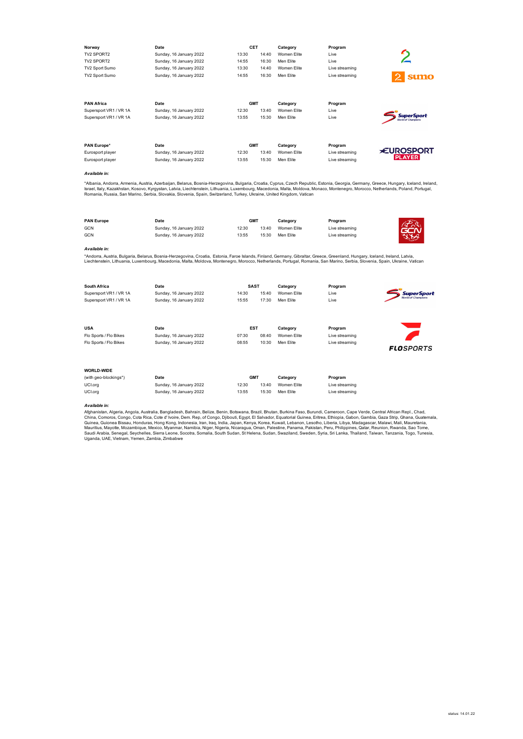| Norway | Date | CET | | Category | Program |
|---|---|---|---|---|---|
| TV2 SPORT2 | Sunday, 16 January 2022 | 13:30 | 14:40 | Women Elite | Live |
| TV2 SPORT2 | Sunday, 16 January 2022 | 14:55 | 16:30 | Men Elite | Live |
| TV2 Sport Sumo | Sunday, 16 January 2022 | 13:30 | 14:40 | Women Elite | Live streaming |
| TV2 Sport Sumo | Sunday, 16 January 2022 | 14:55 | 16:30 | Men Elite | Live streaming |

| PAN Africa | Date | GMT | | Category | Program |
|---|---|---|---|---|---|
| Supersport VR1 / VR 1A | Sunday, 16 January 2022 | 12:30 | 13:40 | Women Elite | Live |
| Supersport VR1 / VR 1A | Sunday, 16 January 2022 | 13:55 | 15:30 | Men Elite | Live |

| PAN Europe* | Date | GMT | | Category | Program |
|---|---|---|---|---|---|
| Eurosport player | Sunday, 16 January 2022 | 12:30 | 13:40 | Women Elite | Live streaming |
| Eurosport player | Sunday, 16 January 2022 | 13:55 | 15:30 | Men Elite | Live streaming |

***Available in:***

*Albania, Andorra, Armenia, Austria, Azerbaijan, Belarus, Bosnia-Herzegovina, Bulgaria, Croatia, Cyprus, Czech Republic, Estonia, Georgia, Germany, Greece, Hungary, Iceland, Ireland, Israel, Italy, Kazakhstan, Kosovo, Kyrgystan, Latvia, Liechtenstein, Lithuania, Luxembourg, Macedonia, Malta, Moldova, Monaco, Montenegro, Morocco, Netherlands, Poland, Portugal, Romania, Russia, San Marino, Serbia, Slovakia, Slovenia, Spain, Switzerland, Turkey, Ukraine, United Kingdom, Vatican

| PAN Europe | Date | GMT | | Category | Program |
|---|---|---|---|---|---|
| GCN | Sunday, 16 January 2022 | 12:30 | 13:40 | Women Elite | Live streaming |
| GCN | Sunday, 16 January 2022 | 13:55 | 15:30 | Men Elite | Live streaming |

***Available in:***

*Andorra, Austria, Bulgaria, Belarus, Bosnia-Herzegovina, Croatia, Estonia, Faroe Islands, Finland, Germany, Gibraltar, Greece, Greenland, Hungary, Iceland, Ireland, Latvia, Liechtenstein, Lithuania, Luxembourg, Macedonia, Malta, Moldova, Montenegro, Morocco, Netherlands, Portugal, Romania, San Marino, Serbia, Slovenia, Spain, Ukraine, Vatican

| South Africa | Date | SAST | | Category | Program |
|---|---|---|---|---|---|
| Supersport VR1 / VR 1A | Sunday, 16 January 2022 | 14:30 | 15:40 | Women Elite | Live |
| Supersport VR1 / VR 1A | Sunday, 16 January 2022 | 15:55 | 17:30 | Men Elite | Live |

| USA | Date | EST | | Category | Program |
|---|---|---|---|---|---|
| Flo Sports / Flo Bikes | Sunday, 16 January 2022 | 07:30 | 08:40 | Women Elite | Live streaming |
| Flo Sports / Flo Bikes | Sunday, 16 January 2022 | 08:55 | 10:30 | Men Elite | Live streaming |

**WORLD-WIDE**

| (with geo-blockings*) | Date | GMT | | Category | Program |
|---|---|---|---|---|---|
| UCI.org | Sunday, 16 January 2022 | 12:30 | 13:40 | Women Elite | Live streaming |
| UCI.org | Sunday, 16 January 2022 | 13:55 | 15:30 | Men Elite | Live streaming |

***Available in:***

Afghanistan, Algeria, Angola, Australia, Bangladesh, Bahrain, Belize, Benin, Botswana, Brazil, Bhutan, Burkina Faso, Burundi, Cameroon, Cape Verde, Central African Repl., Chad, China, Comoros, Congo, Cota Rica, Cote d' Ivoire, Dem. Rep, of Congo, Djibouti, Egypt, El Salvador, Equatorial Guinea, Eritrea, Ethiopia, Gabon, Gambia, Gaza Strip, Ghana, Guatemala, Guinea, Guionea Bissau, Honduras, Hong Kong, Indonesia, Iran, Iraq, India, Japan, Kenya, Korea, Kuwait, Lebanon, Lesotho, Liberia, Libya, Madagascar, Malawi, Mali, Mauretania, Mauritius, Mayotte, Mozambique, Mexico, Myanmar, Namibia, Niger, Nigeria, Nicaragua, Oman, Palestine, Panama, Pakistan, Peru, Philippines, Qatar, Reunion, Rwanda, Sao Tome, Saudi Arabia, Senegal, Seychelles, Sierra Leone, Socotra, Somalia, South Sudan, St Helena, Sudan, Swaziland, Sweden, Syria, Sri Lanka, Thailand, Taiwan, Tanzania, Togo, Tunesia, Uganda, UAE, Vietnam, Yemen, Zambia, Zimbabwe

status: 14.01.22